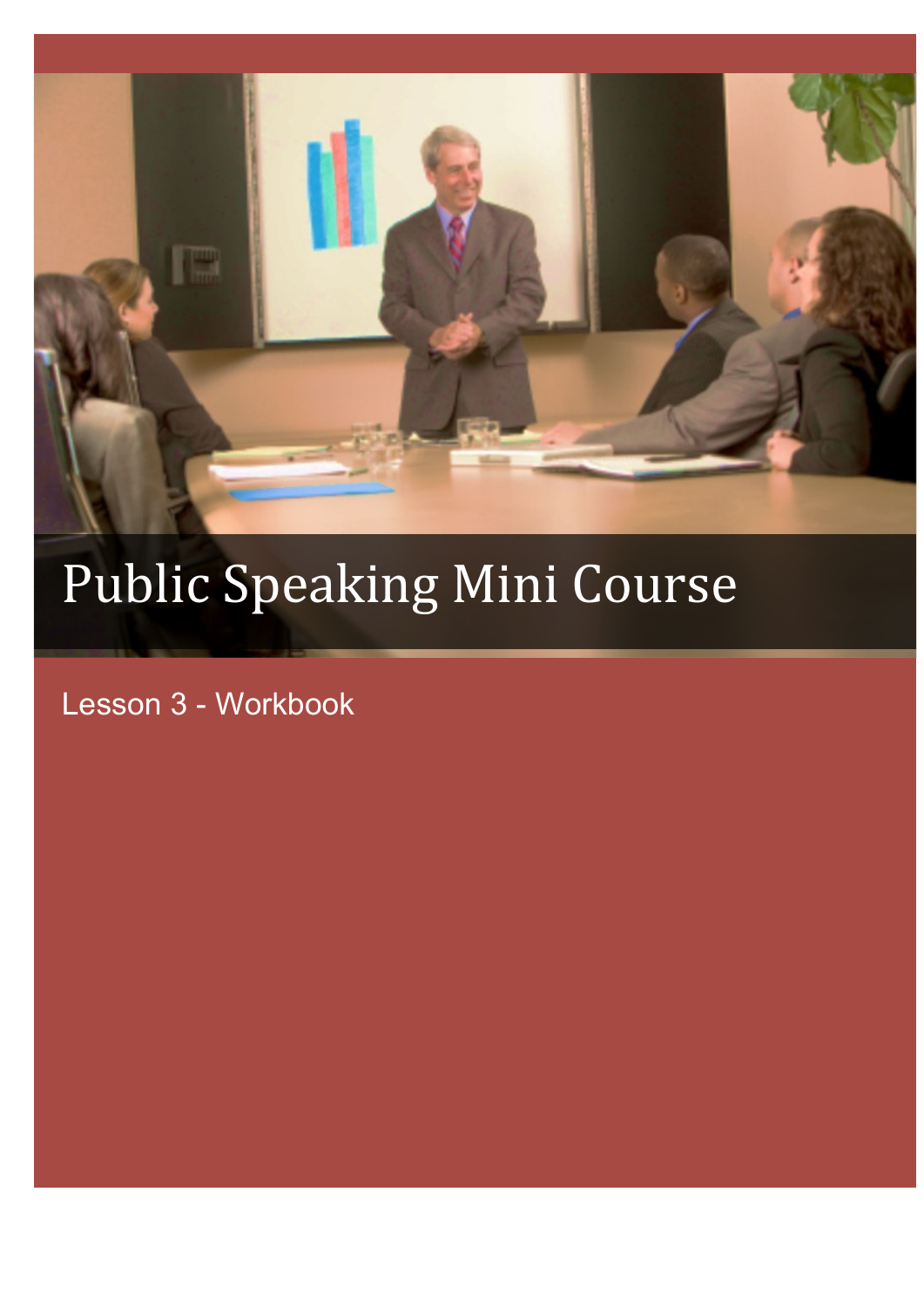# Public Speaking Mini Course

Lesson 3 - Workbook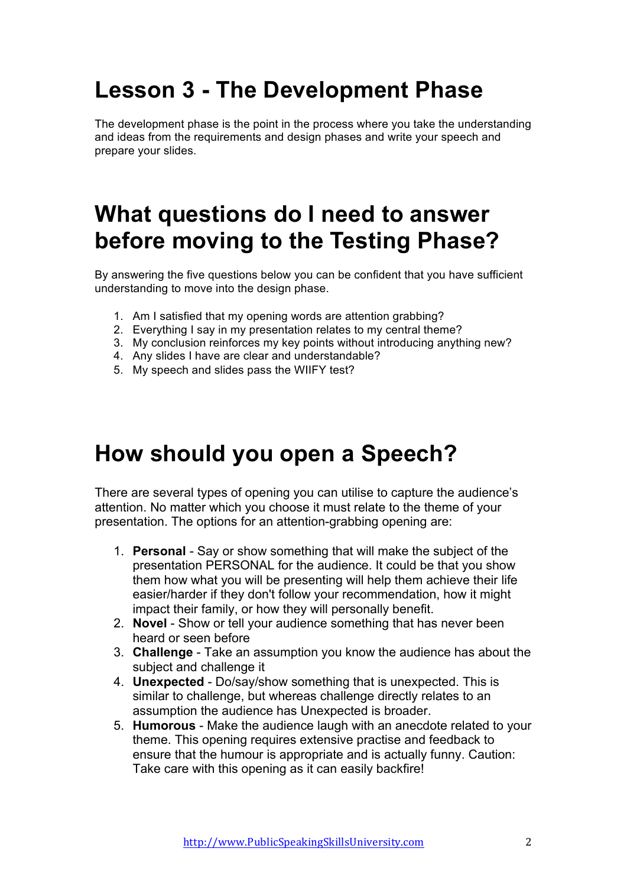# Lesson 3 - The Development Phase

The development phase is the point in the process where you take the understanding and ideas from the requirements and design phases and write your speech and prepare your slides.

# What questions do I need to answer before moving to the Testing Phase?

By answering the five questions below you can be confident that you have sufficient understanding to move into the design phase.

1. Am I satisfied that my opening words are attention grabbing?
2. Everything I say in my presentation relates to my central theme?
3. My conclusion reinforces my key points without introducing anything new?
4. Any slides I have are clear and understandable?
5. My speech and slides pass the WIIFY test?

# How should you open a Speech?

There are several types of opening you can utilise to capture the audience's attention. No matter which you choose it must relate to the theme of your presentation. The options for an attention-grabbing opening are:

1. **Personal** - Say or show something that will make the subject of the presentation PERSONAL for the audience. It could be that you show them how what you will be presenting will help them achieve their life easier/harder if they don't follow your recommendation, how it might impact their family, or how they will personally benefit.
2. **Novel** - Show or tell your audience something that has never been heard or seen before
3. **Challenge** - Take an assumption you know the audience has about the subject and challenge it
4. **Unexpected** - Do/say/show something that is unexpected. This is similar to challenge, but whereas challenge directly relates to an assumption the audience has Unexpected is broader.
5. **Humorous** - Make the audience laugh with an anecdote related to your theme. This opening requires extensive practise and feedback to ensure that the humour is appropriate and is actually funny. Caution: Take care with this opening as it can easily backfire!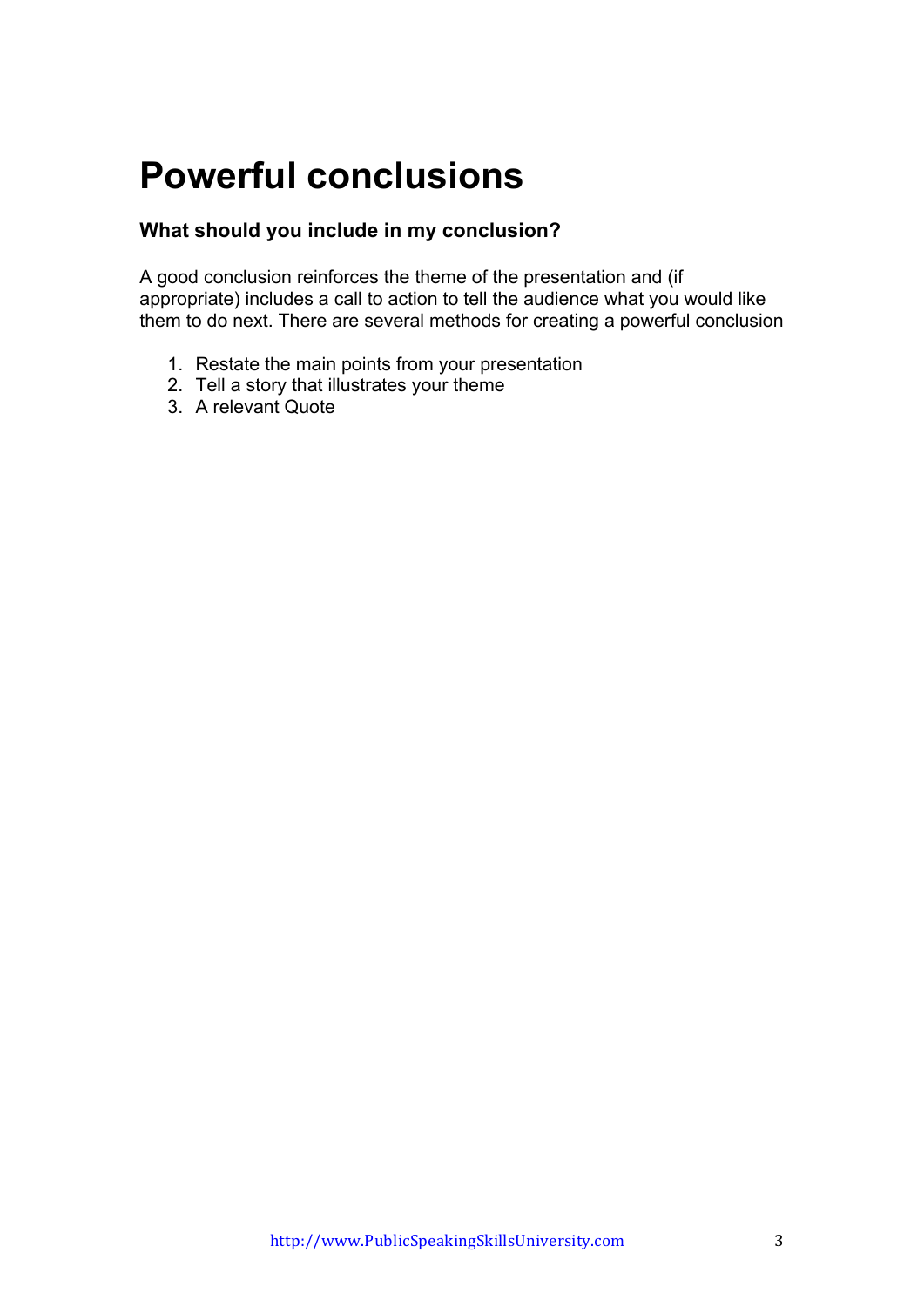# Powerful conclusions

### What should you include in my conclusion?

A good conclusion reinforces the theme of the presentation and (if appropriate) includes a call to action to tell the audience what you would like them to do next. There are several methods for creating a powerful conclusion

1. Restate the main points from your presentation
2. Tell a story that illustrates your theme
3. A relevant Quote